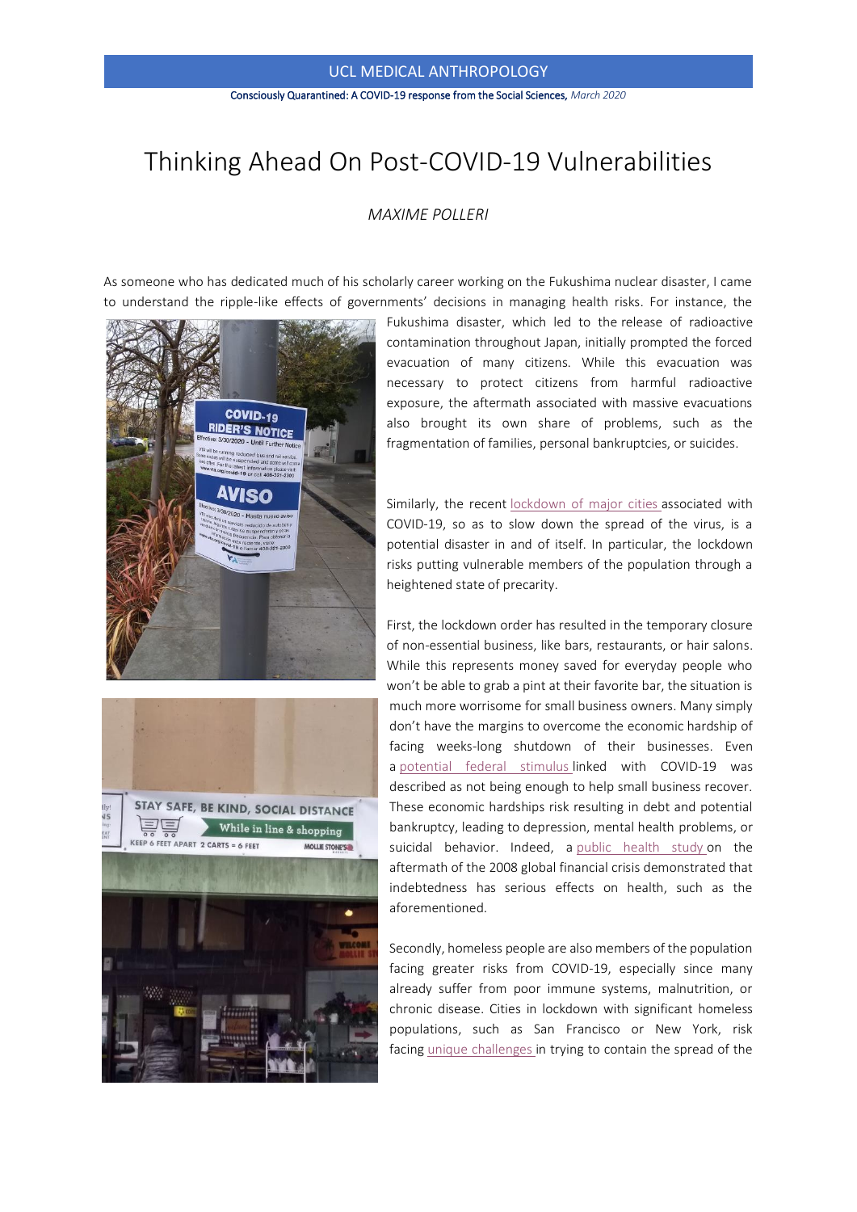# Thinking Ahead On Post-COVID-19 Vulnerabilities

*MAXIME POLLERI*

As someone who has dedicated much of his scholarly career working on the Fukushima nuclear disaster, I came to understand the ripple-like effects of governments' decisions in managing health risks. For instance, the Fukushima disaster, which led to the release of radioactive contamination throughout Japan, initially prompted the forced evacuation of many citizens. While this evacuation was necessary to protect citizens from harmful radioactive exposure, the aftermath associated with massive evacuations also brought its own share of problems, such as the fragmentation of families, personal bankruptcies, or suicides.

Similarly, the recent lockdown of major cities associated with COVID-19, so as to slow down the spread of the virus, is a potential disaster in and of itself. In particular, the lockdown risks putting vulnerable members of the population through a heightened state of precarity.

First, the lockdown order has resulted in the temporary closure of non-essential business, like bars, restaurants, or hair salons. While this represents money saved for everyday people who won't be able to grab a pint at their favorite bar, the situation is much more worrisome for small business owners. Many simply don't have the margins to overcome the economic hardship of facing weeks-long shutdown of their businesses. Even a potential federal stimulus linked with COVID-19 was described as not being enough to help small business recover. These economic hardships risk resulting in debt and potential bankruptcy, leading to depression, mental health problems, or suicidal behavior. Indeed, a public health study on the aftermath of the 2008 global financial crisis demonstrated that indebtedness has serious effects on health, such as the aforementioned.

Secondly, homeless people are also members of the population facing greater risks from COVID-19, especially since many already suffer from poor immune systems, malnutrition, or chronic disease. Cities in lockdown with significant homeless populations, such as San Francisco or New York, risk facing unique challenges in trying to contain the spread of the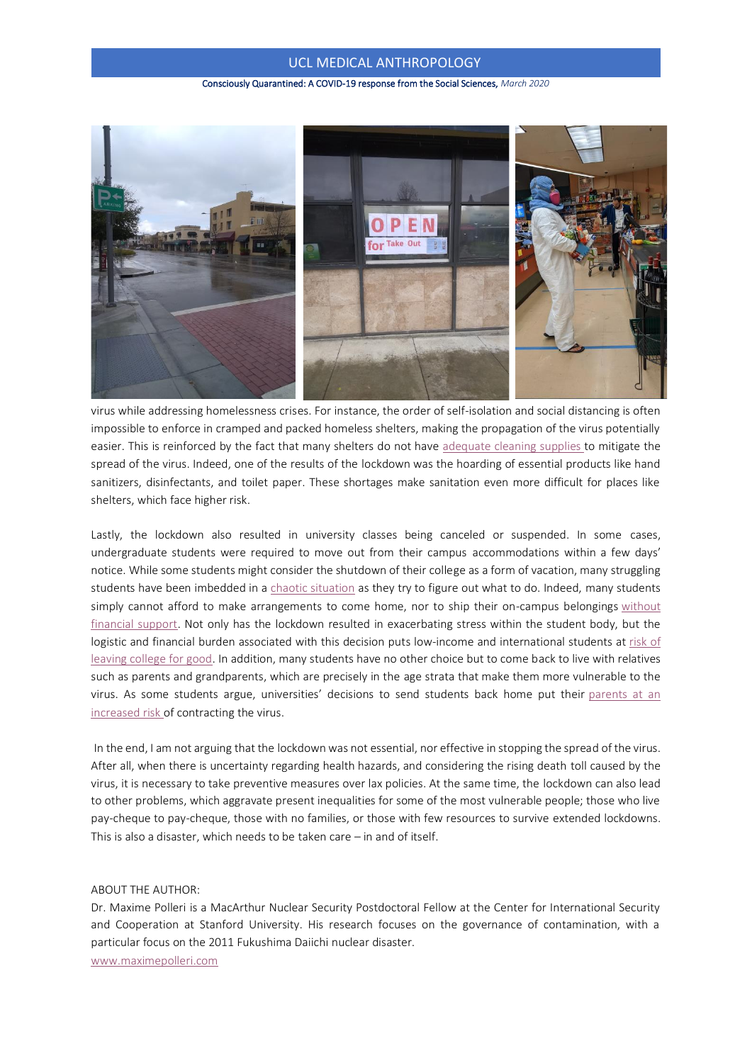virus while addressing homelessness crises. For instance, the order of self-isolation and social distancing is often impossible to enforce in cramped and packed homeless shelters, making the propagation of the virus potentially easier. This is reinforced by the fact that many shelters do not have adequate cleaning supplies to mitigate the spread of the virus. Indeed, one of the results of the lockdown was the hoarding of essential products like hand sanitizers, disinfectants, and toilet paper. These shortages make sanitation even more difficult for places like shelters, which face higher risk.

Lastly, the lockdown also resulted in university classes being canceled or suspended. In some cases, undergraduate students were required to move out from their campus accommodations within a few days' notice. While some students might consider the shutdown of their college as a form of vacation, many struggling students have been imbedded in a chaotic situation as they try to figure out what to do. Indeed, many students simply cannot afford to make arrangements to come home, nor to ship their on-campus belongings without financial support. Not only has the lockdown resulted in exacerbating stress within the student body, but the logistic and financial burden associated with this decision puts low-income and international students at risk of leaving college for good. In addition, many students have no other choice but to come back to live with relatives such as parents and grandparents, which are precisely in the age strata that make them more vulnerable to the virus. As some students argue, universities' decisions to send students back home put their parents at an increased risk of contracting the virus.

In the end, I am not arguing that the lockdown was not essential, nor effective in stopping the spread of the virus. After all, when there is uncertainty regarding health hazards, and considering the rising death toll caused by the virus, it is necessary to take preventive measures over lax policies. At the same time, the lockdown can also lead to other problems, which aggravate present inequalities for some of the most vulnerable people; those who live pay-cheque to pay-cheque, those with no families, or those with few resources to survive extended lockdowns. This is also a disaster, which needs to be taken care – in and of itself.

ABOUT THE AUTHOR:

Dr. Maxime Polleri is a MacArthur Nuclear Security Postdoctoral Fellow at the Center for International Security and Cooperation at Stanford University. His research focuses on the governance of contamination, with a particular focus on the 2011 Fukushima Daiichi nuclear disaster.

www.maximepolleri.com